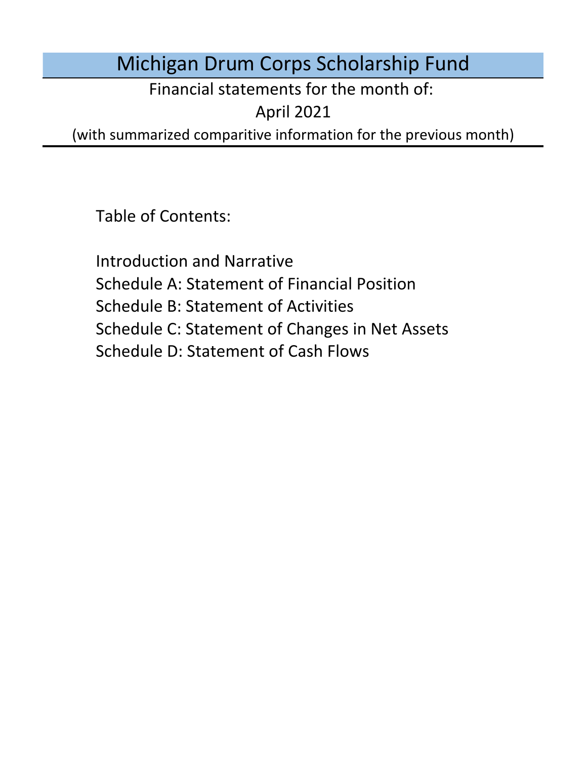# Michigan Drum Corps Scholarship Fund

Financial statements for the month of:

April 2021

(with summarized comparitive information for the previous month)

Table of Contents:

- Introduction and Narrative
- Schedule A: Statement of Financial Position
- Schedule B: Statement of Activities
- Schedule C: Statement of Changes in Net Assets
- Schedule D: Statement of Cash Flows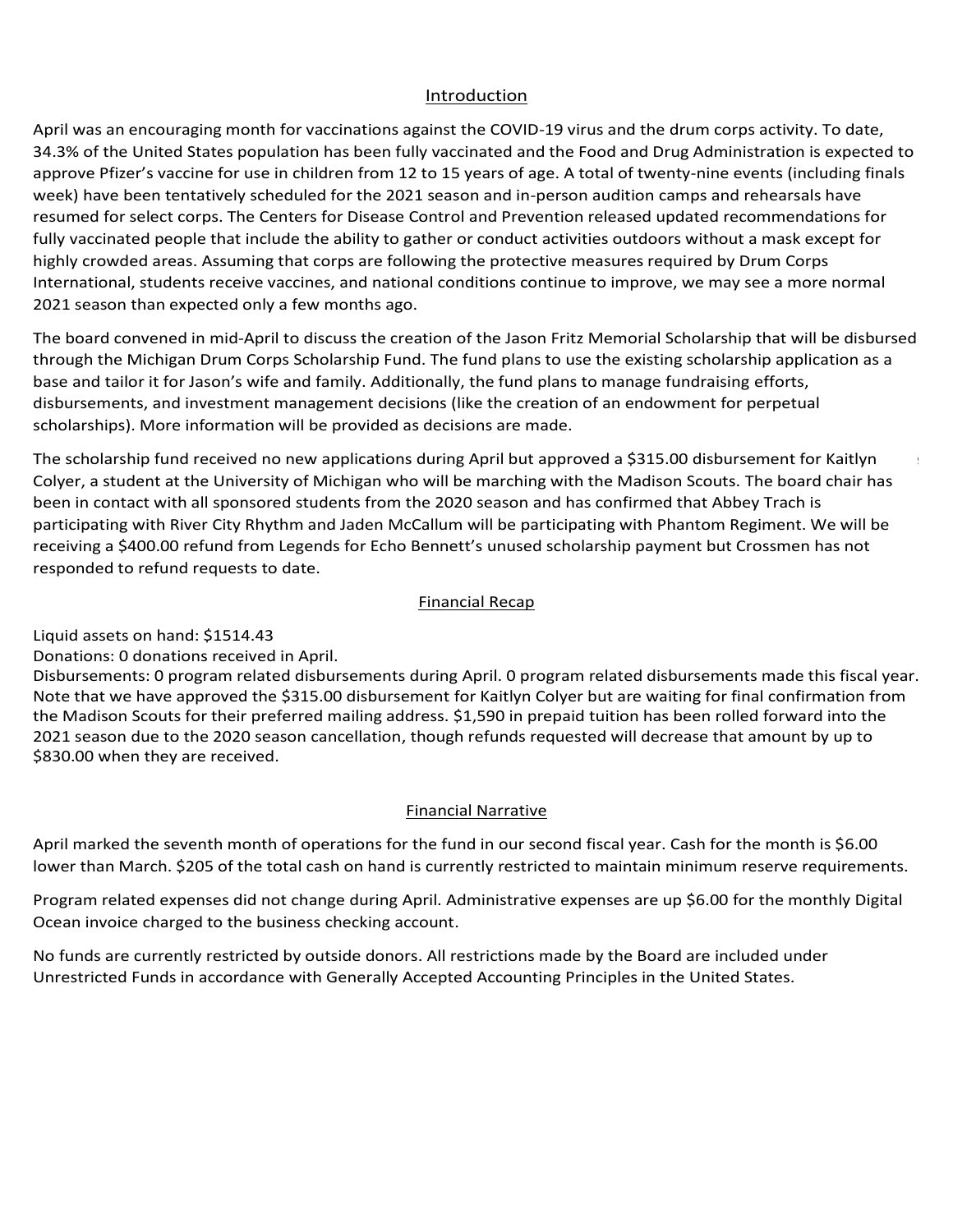## Introduction

April was an encouraging month for vaccinations against the COVID-19 virus and the drum corps activity. To date, 34.3% of the United States population has been fully vaccinated and the Food and Drug Administration is expected to approve Pfizer's vaccine for use in children from 12 to 15 years of age. A total of twenty-nine events (including finals week) have been tentatively scheduled for the 2021 season and in-person audition camps and rehearsals have resumed for select corps. The Centers for Disease Control and Prevention released updated recommendations for fully vaccinated people that include the ability to gather or conduct activities outdoors without a mask except for highly crowded areas. Assuming that corps are following the protective measures required by Drum Corps International, students receive vaccines, and national conditions continue to improve, we may see a more normal 2021 season than expected only a few months ago.

The board convened in mid-April to discuss the creation of the Jason Fritz Memorial Scholarship that will be disbursed through the Michigan Drum Corps Scholarship Fund. The fund plans to use the existing scholarship application as a base and tailor it for Jason's wife and family. Additionally, the fund plans to manage fundraising efforts, disbursements, and investment management decisions (like the creation of an endowment for perpetual scholarships). More information will be provided as decisions are made.

The scholarship fund received no new applications during April but approved a $315.00 disbursement for Kaitlyn Colyer, a student at the University of Michigan who will be marching with the Madison Scouts. The board chair has been in contact with all sponsored students from the 2020 season and has confirmed that Abbey Trach is participating with River City Rhythm and Jaden McCallum will be participating with Phantom Regiment. We will be receiving a $400.00 refund from Legends for Echo Bennett's unused scholarship payment but Crossmen has not responded to refund requests to date.

## Financial Recap

Liquid assets on hand: $1514.43
Donations: 0 donations received in April.
Disbursements: 0 program related disbursements during April. 0 program related disbursements made this fiscal year. Note that we have approved the $315.00 disbursement for Kaitlyn Colyer but are waiting for final confirmation from the Madison Scouts for their preferred mailing address. $1,590 in prepaid tuition has been rolled forward into the 2021 season due to the 2020 season cancellation, though refunds requested will decrease that amount by up to $830.00 when they are received.

## Financial Narrative

April marked the seventh month of operations for the fund in our second fiscal year. Cash for the month is $6.00 lower than March. $205 of the total cash on hand is currently restricted to maintain minimum reserve requirements.

Program related expenses did not change during April. Administrative expenses are up $6.00 for the monthly Digital Ocean invoice charged to the business checking account.

No funds are currently restricted by outside donors. All restrictions made by the Board are included under Unrestricted Funds in accordance with Generally Accepted Accounting Principles in the United States.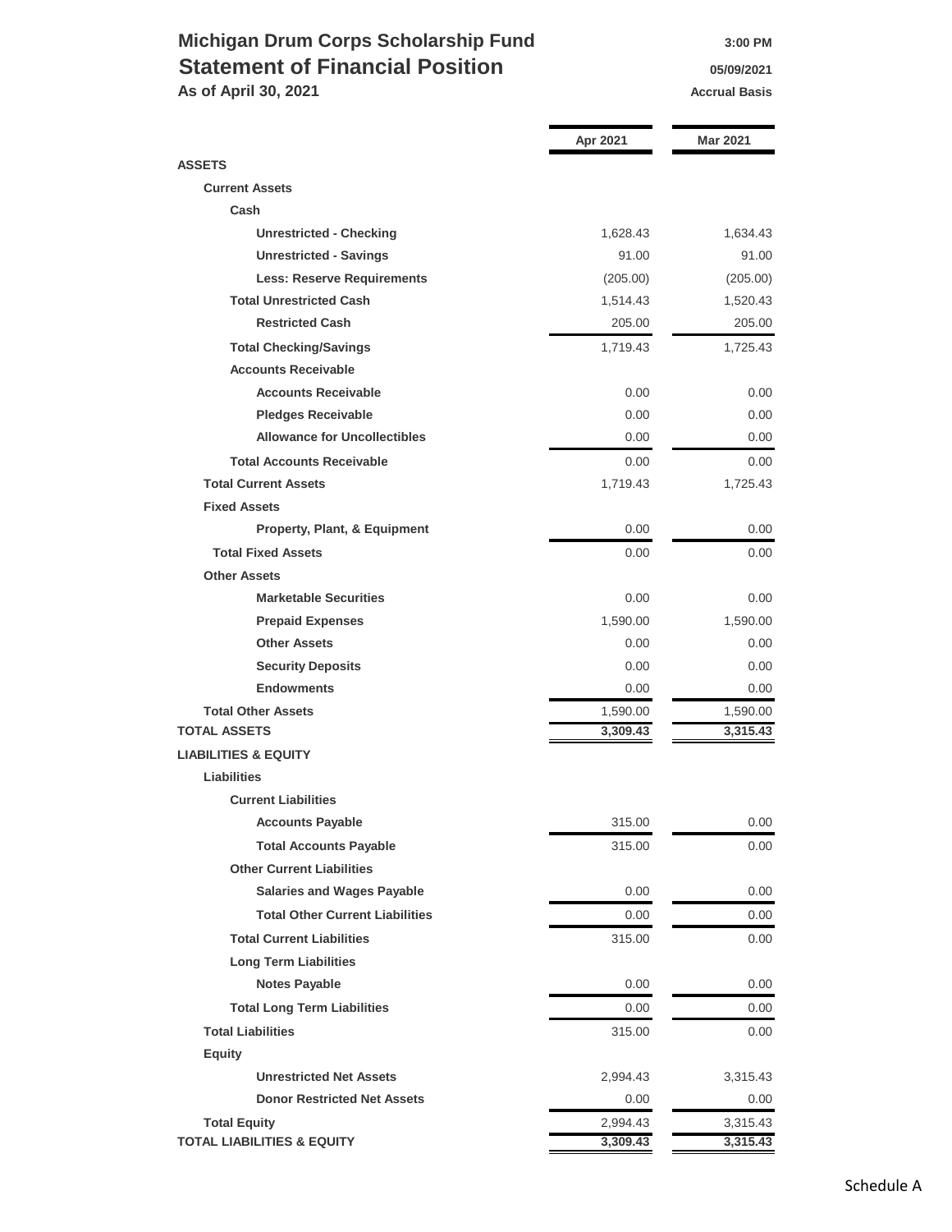# Michigan Drum Corps Scholarship Fund

## Statement of Financial Position

**As of April 30, 2021**

3:00 PM
05/09/2021
Accrual Basis

| | Apr 2021 | Mar 2021 |
|---|---|---|
| **ASSETS** | | |
| **Current Assets** | | |
| **Cash** | | |
| **Unrestricted - Checking** | 1,628.43 | 1,634.43 |
| **Unrestricted - Savings** | 91.00 | 91.00 |
| **Less: Reserve Requirements** | (205.00) | (205.00) |
| **Total Unrestricted Cash** | 1,514.43 | 1,520.43 |
| **Restricted Cash** | 205.00 | 205.00 |
| **Total Checking/Savings** | 1,719.43 | 1,725.43 |
| **Accounts Receivable** | | |
| **Accounts Receivable** | 0.00 | 0.00 |
| **Pledges Receivable** | 0.00 | 0.00 |
| **Allowance for Uncollectibles** | 0.00 | 0.00 |
| **Total Accounts Receivable** | 0.00 | 0.00 |
| **Total Current Assets** | 1,719.43 | 1,725.43 |
| **Fixed Assets** | | |
| **Property, Plant, & Equipment** | 0.00 | 0.00 |
| **Total Fixed Assets** | 0.00 | 0.00 |
| **Other Assets** | | |
| **Marketable Securities** | 0.00 | 0.00 |
| **Prepaid Expenses** | 1,590.00 | 1,590.00 |
| **Other Assets** | 0.00 | 0.00 |
| **Security Deposits** | 0.00 | 0.00 |
| **Endowments** | 0.00 | 0.00 |
| **Total Other Assets** | 1,590.00 | 1,590.00 |
| **TOTAL ASSETS** | **3,309.43** | **3,315.43** |
| **LIABILITIES & EQUITY** | | |
| **Liabilities** | | |
| **Current Liabilities** | | |
| **Accounts Payable** | 315.00 | 0.00 |
| **Total Accounts Payable** | 315.00 | 0.00 |
| **Other Current Liabilities** | | |
| **Salaries and Wages Payable** | 0.00 | 0.00 |
| **Total Other Current Liabilities** | 0.00 | 0.00 |
| **Total Current Liabilities** | 315.00 | 0.00 |
| **Long Term Liabilities** | | |
| **Notes Payable** | 0.00 | 0.00 |
| **Total Long Term Liabilities** | 0.00 | 0.00 |
| **Total Liabilities** | 315.00 | 0.00 |
| **Equity** | | |
| **Unrestricted Net Assets** | 2,994.43 | 3,315.43 |
| **Donor Restricted Net Assets** | 0.00 | 0.00 |
| **Total Equity** | 2,994.43 | 3,315.43 |
| **TOTAL LIABILITIES & EQUITY** | **3,309.43** | **3,315.43** |

Schedule A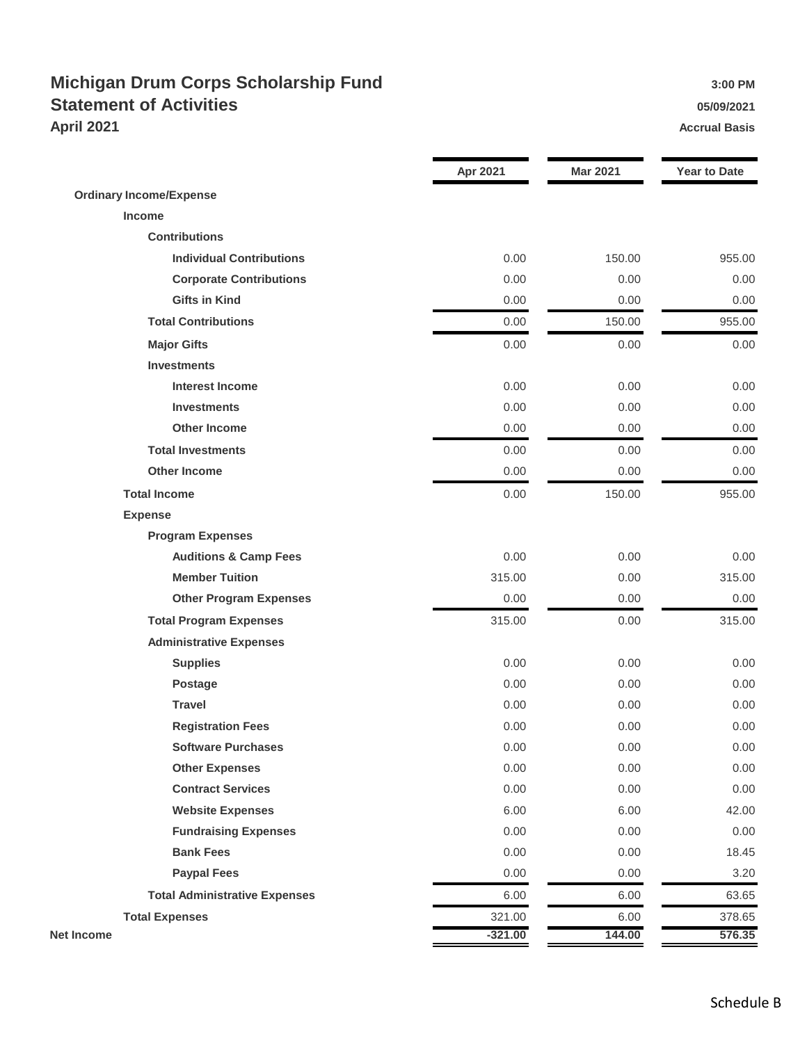# Michigan Drum Corps Scholarship Fund

## Statement of Activities

### April 2021

3:00 PM
05/09/2021
Accrual Basis

| | Apr 2021 | Mar 2021 | Year to Date |
|---|---|---|---|
| **Ordinary Income/Expense** | | | |
| **Income** | | | |
| **Contributions** | | | |
| **Individual Contributions** | 0.00 | 150.00 | 955.00 |
| **Corporate Contributions** | 0.00 | 0.00 | 0.00 |
| **Gifts in Kind** | 0.00 | 0.00 | 0.00 |
| **Total Contributions** | 0.00 | 150.00 | 955.00 |
| **Major Gifts** | 0.00 | 0.00 | 0.00 |
| **Investments** | | | |
| **Interest Income** | 0.00 | 0.00 | 0.00 |
| **Investments** | 0.00 | 0.00 | 0.00 |
| **Other Income** | 0.00 | 0.00 | 0.00 |
| **Total Investments** | 0.00 | 0.00 | 0.00 |
| **Other Income** | 0.00 | 0.00 | 0.00 |
| **Total Income** | 0.00 | 150.00 | 955.00 |
| **Expense** | | | |
| **Program Expenses** | | | |
| **Auditions & Camp Fees** | 0.00 | 0.00 | 0.00 |
| **Member Tuition** | 315.00 | 0.00 | 315.00 |
| **Other Program Expenses** | 0.00 | 0.00 | 0.00 |
| **Total Program Expenses** | 315.00 | 0.00 | 315.00 |
| **Administrative Expenses** | | | |
| **Supplies** | 0.00 | 0.00 | 0.00 |
| **Postage** | 0.00 | 0.00 | 0.00 |
| **Travel** | 0.00 | 0.00 | 0.00 |
| **Registration Fees** | 0.00 | 0.00 | 0.00 |
| **Software Purchases** | 0.00 | 0.00 | 0.00 |
| **Other Expenses** | 0.00 | 0.00 | 0.00 |
| **Contract Services** | 0.00 | 0.00 | 0.00 |
| **Website Expenses** | 6.00 | 6.00 | 42.00 |
| **Fundraising Expenses** | 0.00 | 0.00 | 0.00 |
| **Bank Fees** | 0.00 | 0.00 | 18.45 |
| **Paypal Fees** | 0.00 | 0.00 | 3.20 |
| **Total Administrative Expenses** | 6.00 | 6.00 | 63.65 |
| **Total Expenses** | 321.00 | 6.00 | 378.65 |
| **Net Income** | **-321.00** | **144.00** | **576.35** |

Schedule B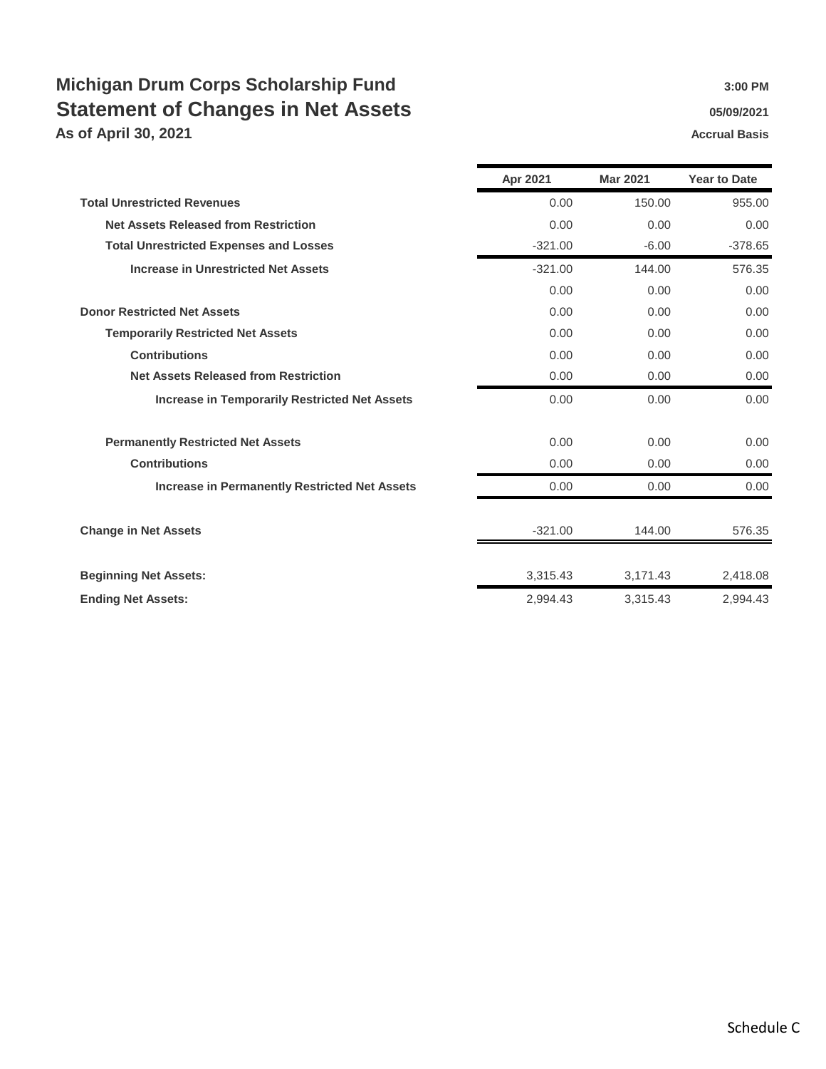# Michigan Drum Corps Scholarship Fund

## Statement of Changes in Net Assets

### As of April 30, 2021

3:00 PM
05/09/2021
Accrual Basis

| | Apr 2021 | Mar 2021 | Year to Date |
|---|---|---|---|
| **Total Unrestricted Revenues** | 0.00 | 150.00 | 955.00 |
| **Net Assets Released from Restriction** | 0.00 | 0.00 | 0.00 |
| **Total Unrestricted Expenses and Losses** | -321.00 | -6.00 | -378.65 |
| **Increase in Unrestricted Net Assets** | -321.00 | 144.00 | 576.35 |
| | 0.00 | 0.00 | 0.00 |
| **Donor Restricted Net Assets** | 0.00 | 0.00 | 0.00 |
| **Temporarily Restricted Net Assets** | 0.00 | 0.00 | 0.00 |
| **Contributions** | 0.00 | 0.00 | 0.00 |
| **Net Assets Released from Restriction** | 0.00 | 0.00 | 0.00 |
| **Increase in Temporarily Restricted Net Assets** | 0.00 | 0.00 | 0.00 |
| **Permanently Restricted Net Assets** | 0.00 | 0.00 | 0.00 |
| **Contributions** | 0.00 | 0.00 | 0.00 |
| **Increase in Permanently Restricted Net Assets** | 0.00 | 0.00 | 0.00 |
| **Change in Net Assets** | -321.00 | 144.00 | 576.35 |
| **Beginning Net Assets:** | 3,315.43 | 3,171.43 | 2,418.08 |
| **Ending Net Assets:** | 2,994.43 | 3,315.43 | 2,994.43 |

Schedule C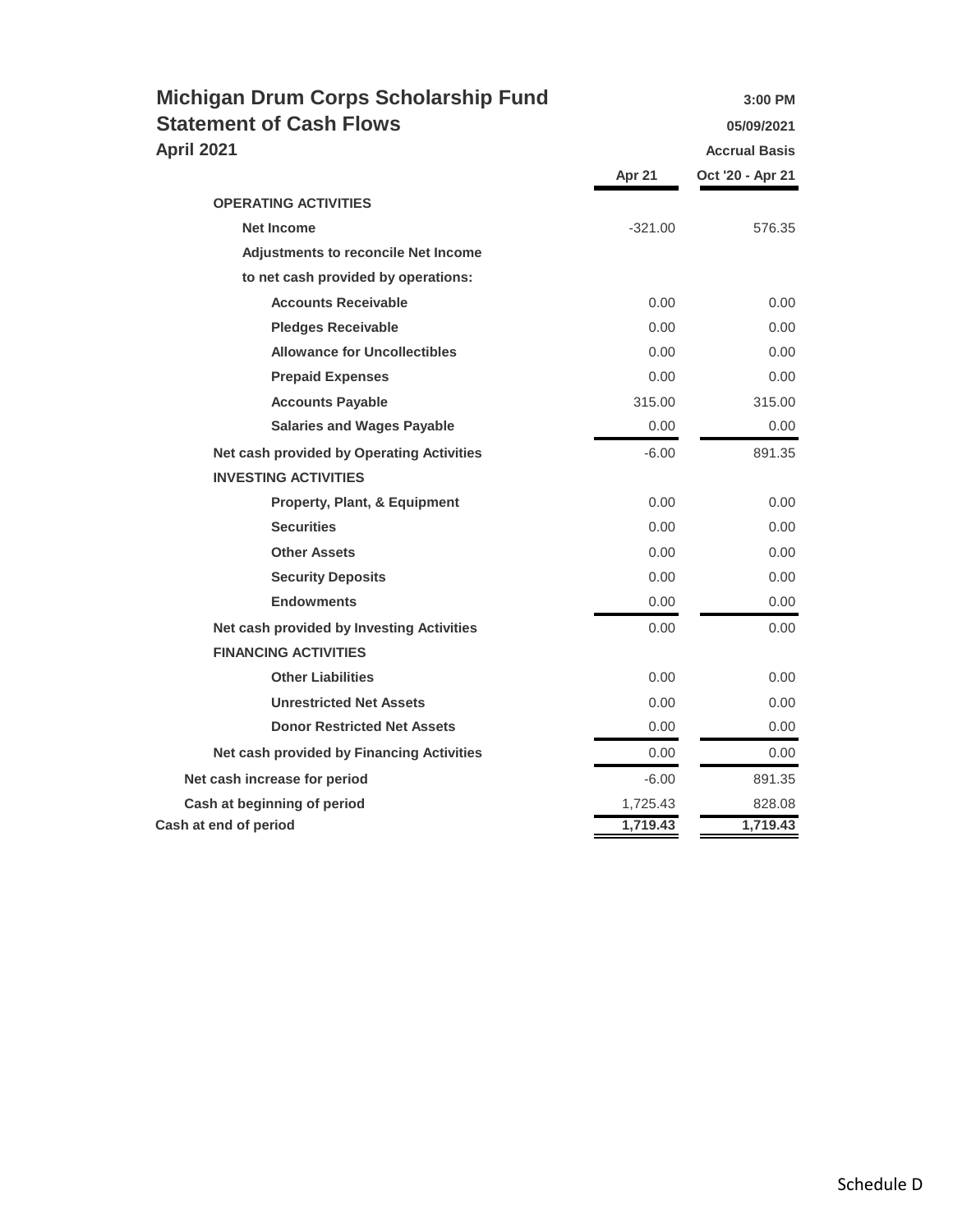# Michigan Drum Corps Scholarship Fund

## Statement of Cash Flows

### April 2021

3:00 PM
05/09/2021
Accrual Basis

| | Apr 21 | Oct '20 - Apr 21 |
|---|---|---|
| **OPERATING ACTIVITIES** | | |
| **Net Income** | -321.00 | 576.35 |
| **Adjustments to reconcile Net Income** | | |
| **to net cash provided by operations:** | | |
| **Accounts Receivable** | 0.00 | 0.00 |
| **Pledges Receivable** | 0.00 | 0.00 |
| **Allowance for Uncollectibles** | 0.00 | 0.00 |
| **Prepaid Expenses** | 0.00 | 0.00 |
| **Accounts Payable** | 315.00 | 315.00 |
| **Salaries and Wages Payable** | 0.00 | 0.00 |
| **Net cash provided by Operating Activities** | -6.00 | 891.35 |
| **INVESTING ACTIVITIES** | | |
| **Property, Plant, & Equipment** | 0.00 | 0.00 |
| **Securities** | 0.00 | 0.00 |
| **Other Assets** | 0.00 | 0.00 |
| **Security Deposits** | 0.00 | 0.00 |
| **Endowments** | 0.00 | 0.00 |
| **Net cash provided by Investing Activities** | 0.00 | 0.00 |
| **FINANCING ACTIVITIES** | | |
| **Other Liabilities** | 0.00 | 0.00 |
| **Unrestricted Net Assets** | 0.00 | 0.00 |
| **Donor Restricted Net Assets** | 0.00 | 0.00 |
| **Net cash provided by Financing Activities** | 0.00 | 0.00 |
| **Net cash increase for period** | -6.00 | 891.35 |
| **Cash at beginning of period** | 1,725.43 | 828.08 |
| **Cash at end of period** | **1,719.43** | **1,719.43** |

Schedule D